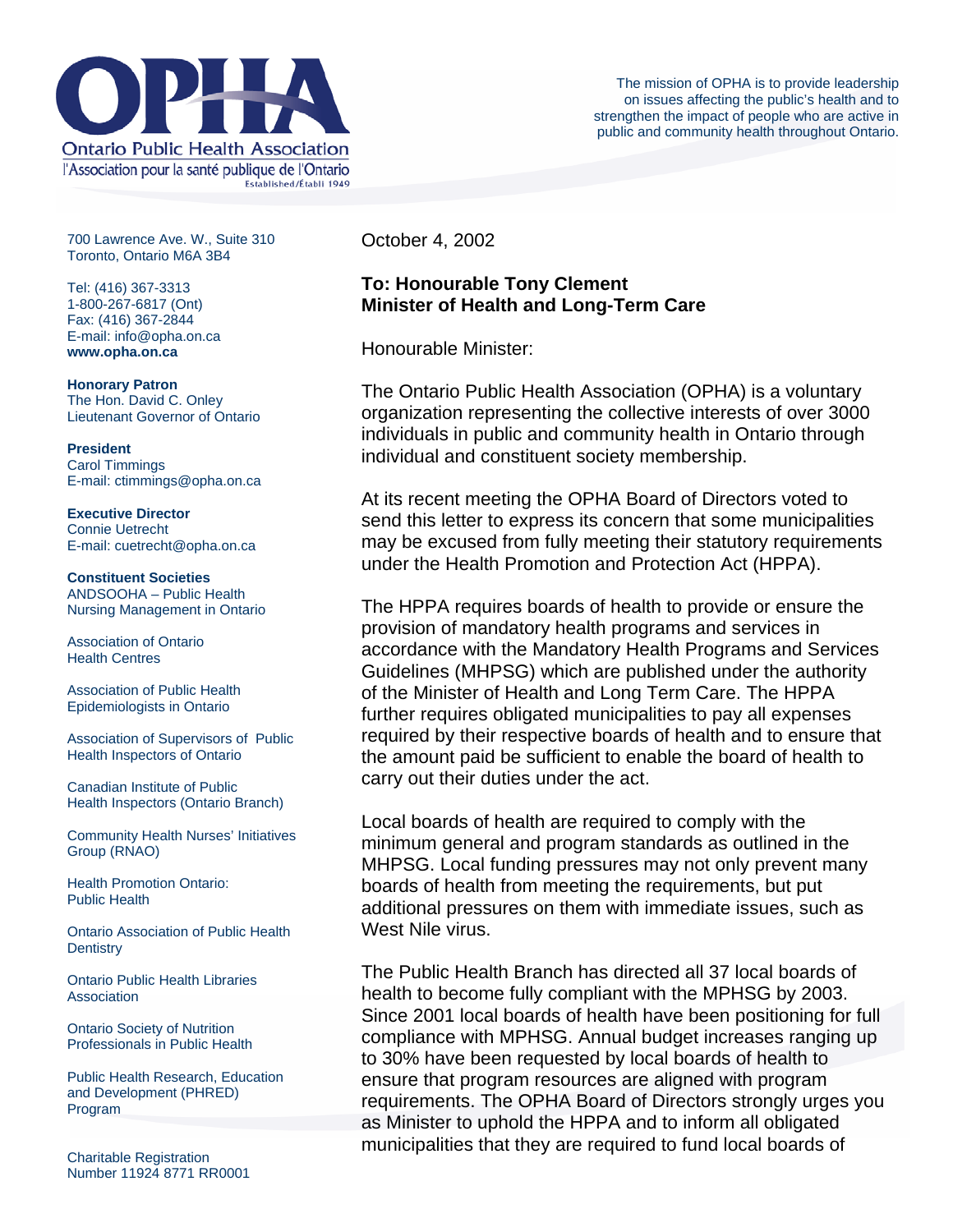# Ontario Public Health Association

l'Association pour la santé publique de l'Ontario

Established/Établi 1949

The mission of OPHA is to provide leadership on issues affecting the public's health and to strengthen the impact of people who are active in public and community health throughout Ontario.

700 Lawrence Ave. W., Suite 310
Toronto, Ontario M6A 3B4

Tel: (416) 367-3313
1-800-267-6817 (Ont)
Fax: (416) 367-2844
E-mail: info@opha.on.ca
**www.opha.on.ca**

**Honorary Patron**
The Hon. David C. Onley
Lieutenant Governor of Ontario

**President**
Carol Timmings
E-mail: ctimmings@opha.on.ca

**Executive Director**
Connie Uetrecht
E-mail: cuetrecht@opha.on.ca

**Constituent Societies**

ANDSOOHA – Public Health Nursing Management in Ontario

Association of Ontario Health Centres

Association of Public Health Epidemiologists in Ontario

Association of Supervisors of Public Health Inspectors of Ontario

Canadian Institute of Public Health Inspectors (Ontario Branch)

Community Health Nurses' Initiatives Group (RNAO)

Health Promotion Ontario: Public Health

Ontario Association of Public Health Dentistry

Ontario Public Health Libraries Association

Ontario Society of Nutrition Professionals in Public Health

Public Health Research, Education and Development (PHRED) Program

Charitable Registration Number 11924 8771 RR0001

October 4, 2002

**To: Honourable Tony Clement**
**Minister of Health and Long-Term Care**

Honourable Minister:

The Ontario Public Health Association (OPHA) is a voluntary organization representing the collective interests of over 3000 individuals in public and community health in Ontario through individual and constituent society membership.

At its recent meeting the OPHA Board of Directors voted to send this letter to express its concern that some municipalities may be excused from fully meeting their statutory requirements under the Health Promotion and Protection Act (HPPA).

The HPPA requires boards of health to provide or ensure the provision of mandatory health programs and services in accordance with the Mandatory Health Programs and Services Guidelines (MHPSG) which are published under the authority of the Minister of Health and Long Term Care. The HPPA further requires obligated municipalities to pay all expenses required by their respective boards of health and to ensure that the amount paid be sufficient to enable the board of health to carry out their duties under the act.

Local boards of health are required to comply with the minimum general and program standards as outlined in the MHPSG. Local funding pressures may not only prevent many boards of health from meeting the requirements, but put additional pressures on them with immediate issues, such as West Nile virus.

The Public Health Branch has directed all 37 local boards of health to become fully compliant with the MPHSG by 2003. Since 2001 local boards of health have been positioning for full compliance with MPHSG. Annual budget increases ranging up to 30% have been requested by local boards of health to ensure that program resources are aligned with program requirements. The OPHA Board of Directors strongly urges you as Minister to uphold the HPPA and to inform all obligated municipalities that they are required to fund local boards of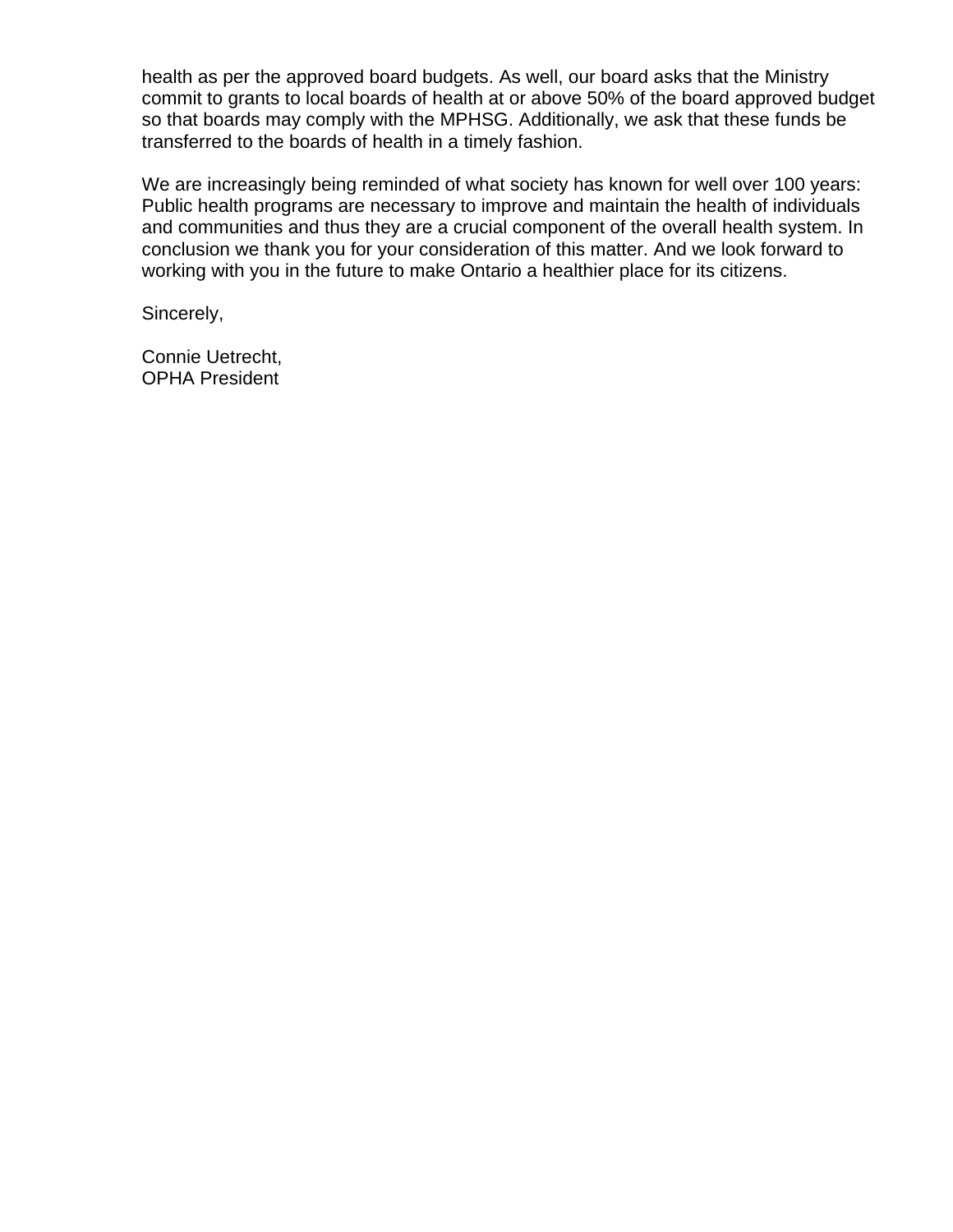health as per the approved board budgets. As well, our board asks that the Ministry commit to grants to local boards of health at or above 50% of the board approved budget so that boards may comply with the MPHSG. Additionally, we ask that these funds be transferred to the boards of health in a timely fashion.

We are increasingly being reminded of what society has known for well over 100 years: Public health programs are necessary to improve and maintain the health of individuals and communities and thus they are a crucial component of the overall health system. In conclusion we thank you for your consideration of this matter. And we look forward to working with you in the future to make Ontario a healthier place for its citizens.

Sincerely,

Connie Uetrecht,  
OPHA President